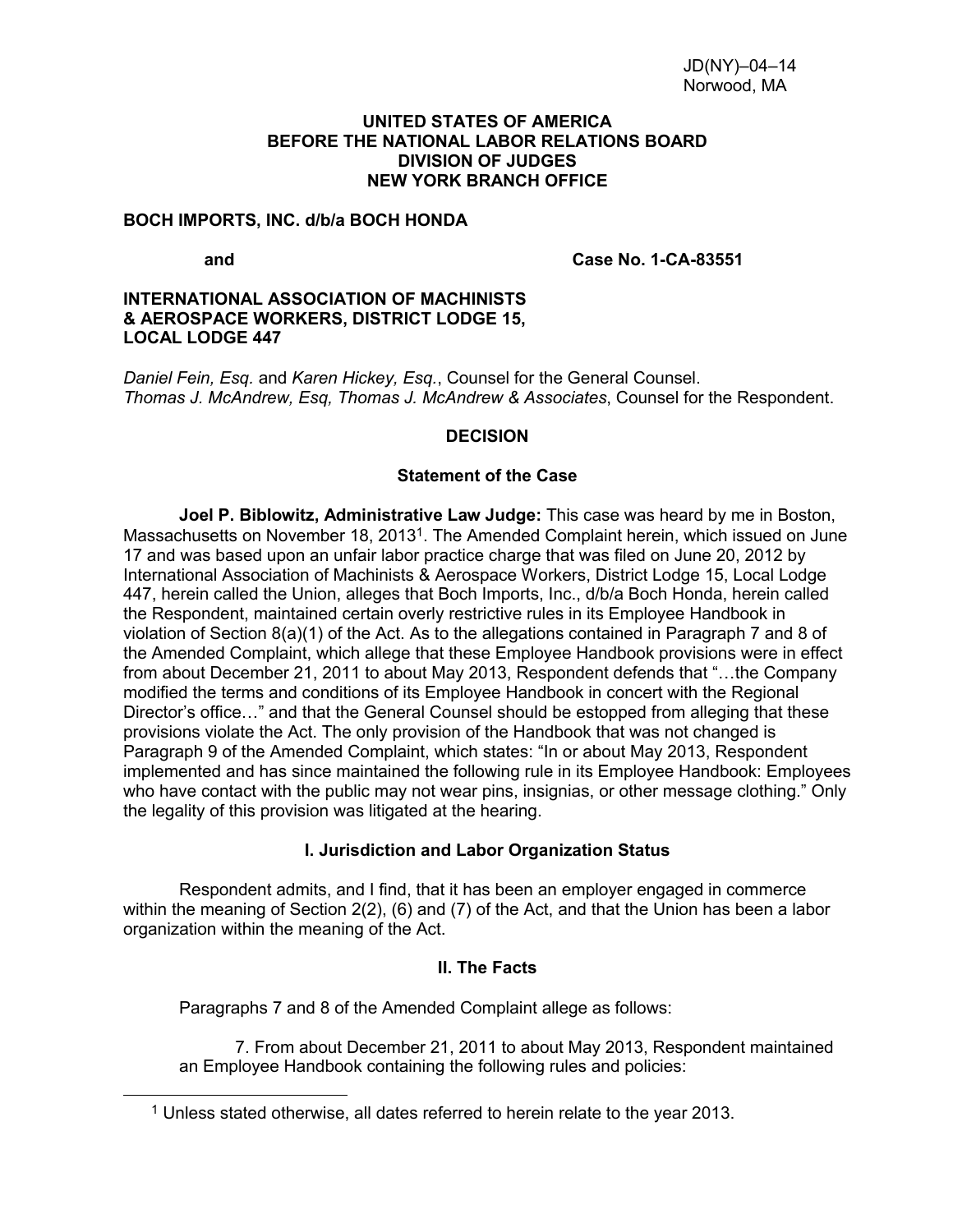JD(NY)–04–14
Norwood, MA

**UNITED STATES OF AMERICA**
**BEFORE THE NATIONAL LABOR RELATIONS BOARD**
**DIVISION OF JUDGES**
**NEW YORK BRANCH OFFICE**

**BOCH IMPORTS, INC. d/b/a BOCH HONDA**

**and** **Case No. 1-CA-83551**

**INTERNATIONAL ASSOCIATION OF MACHINISTS & AEROSPACE WORKERS, DISTRICT LODGE 15, LOCAL LODGE 447**

*Daniel Fein, Esq.* and *Karen Hickey, Esq.*, Counsel for the General Counsel.
*Thomas J. McAndrew, Esq, Thomas J. McAndrew & Associates*, Counsel for the Respondent.

## DECISION

### Statement of the Case

**Joel P. Biblowitz, Administrative Law Judge:** This case was heard by me in Boston, Massachusetts on November 18, 2013[1]. The Amended Complaint herein, which issued on June 17 and was based upon an unfair labor practice charge that was filed on June 20, 2012 by International Association of Machinists & Aerospace Workers, District Lodge 15, Local Lodge 447, herein called the Union, alleges that Boch Imports, Inc., d/b/a Boch Honda, herein called the Respondent, maintained certain overly restrictive rules in its Employee Handbook in violation of Section 8(a)(1) of the Act. As to the allegations contained in Paragraph 7 and 8 of the Amended Complaint, which allege that these Employee Handbook provisions were in effect from about December 21, 2011 to about May 2013, Respondent defends that "…the Company modified the terms and conditions of its Employee Handbook in concert with the Regional Director's office…" and that the General Counsel should be estopped from alleging that these provisions violate the Act. The only provision of the Handbook that was not changed is Paragraph 9 of the Amended Complaint, which states: "In or about May 2013, Respondent implemented and has since maintained the following rule in its Employee Handbook: Employees who have contact with the public may not wear pins, insignias, or other message clothing." Only the legality of this provision was litigated at the hearing.

### I. Jurisdiction and Labor Organization Status

Respondent admits, and I find, that it has been an employer engaged in commerce within the meaning of Section 2(2), (6) and (7) of the Act, and that the Union has been a labor organization within the meaning of the Act.

### II. The Facts

Paragraphs 7 and 8 of the Amended Complaint allege as follows:

7. From about December 21, 2011 to about May 2013, Respondent maintained an Employee Handbook containing the following rules and policies:

[1] Unless stated otherwise, all dates referred to herein relate to the year 2013.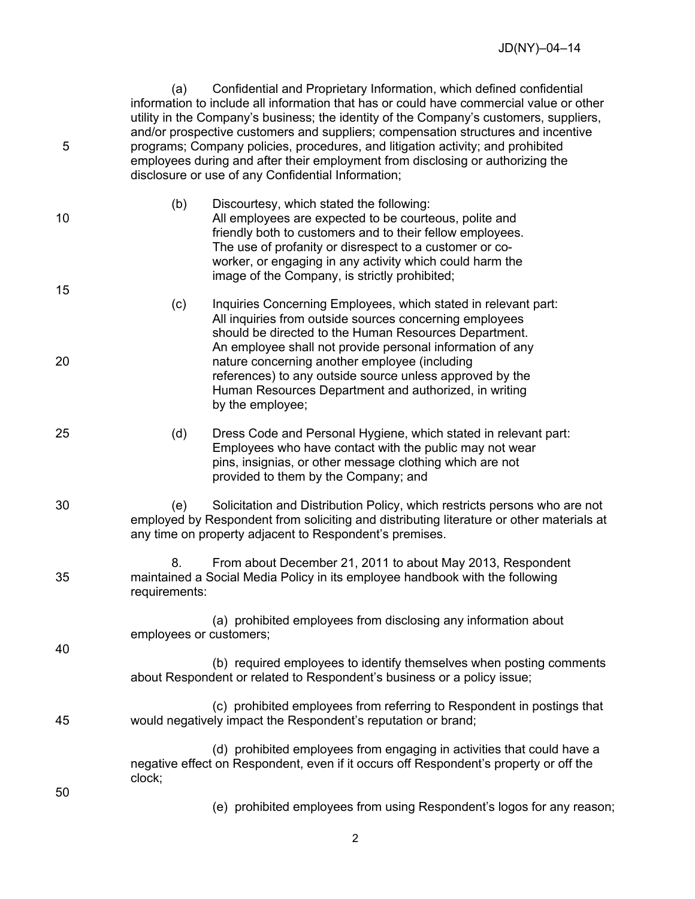(a) Confidential and Proprietary Information, which defined confidential information to include all information that has or could have commercial value or other utility in the Company's business; the identity of the Company's customers, suppliers, and/or prospective customers and suppliers; compensation structures and incentive programs; Company policies, procedures, and litigation activity; and prohibited employees during and after their employment from disclosing or authorizing the disclosure or use of any Confidential Information;

(b) Discourtesy, which stated the following:

> All employees are expected to be courteous, polite and friendly both to customers and to their fellow employees. The use of profanity or disrespect to a customer or co-worker, or engaging in any activity which could harm the image of the Company, is strictly prohibited;

(c) Inquiries Concerning Employees, which stated in relevant part:

> All inquiries from outside sources concerning employees should be directed to the Human Resources Department. An employee shall not provide personal information of any nature concerning another employee (including references) to any outside source unless approved by the Human Resources Department and authorized, in writing by the employee;

(d) Dress Code and Personal Hygiene, which stated in relevant part:

> Employees who have contact with the public may not wear pins, insignias, or other message clothing which are not provided to them by the Company; and

(e) Solicitation and Distribution Policy, which restricts persons who are not employed by Respondent from soliciting and distributing literature or other materials at any time on property adjacent to Respondent's premises.

8. From about December 21, 2011 to about May 2013, Respondent maintained a Social Media Policy in its employee handbook with the following requirements:

(a) prohibited employees from disclosing any information about employees or customers;

(b) required employees to identify themselves when posting comments about Respondent or related to Respondent's business or a policy issue;

(c) prohibited employees from referring to Respondent in postings that would negatively impact the Respondent's reputation or brand;

(d) prohibited employees from engaging in activities that could have a negative effect on Respondent, even if it occurs off Respondent's property or off the clock;

(e) prohibited employees from using Respondent's logos for any reason;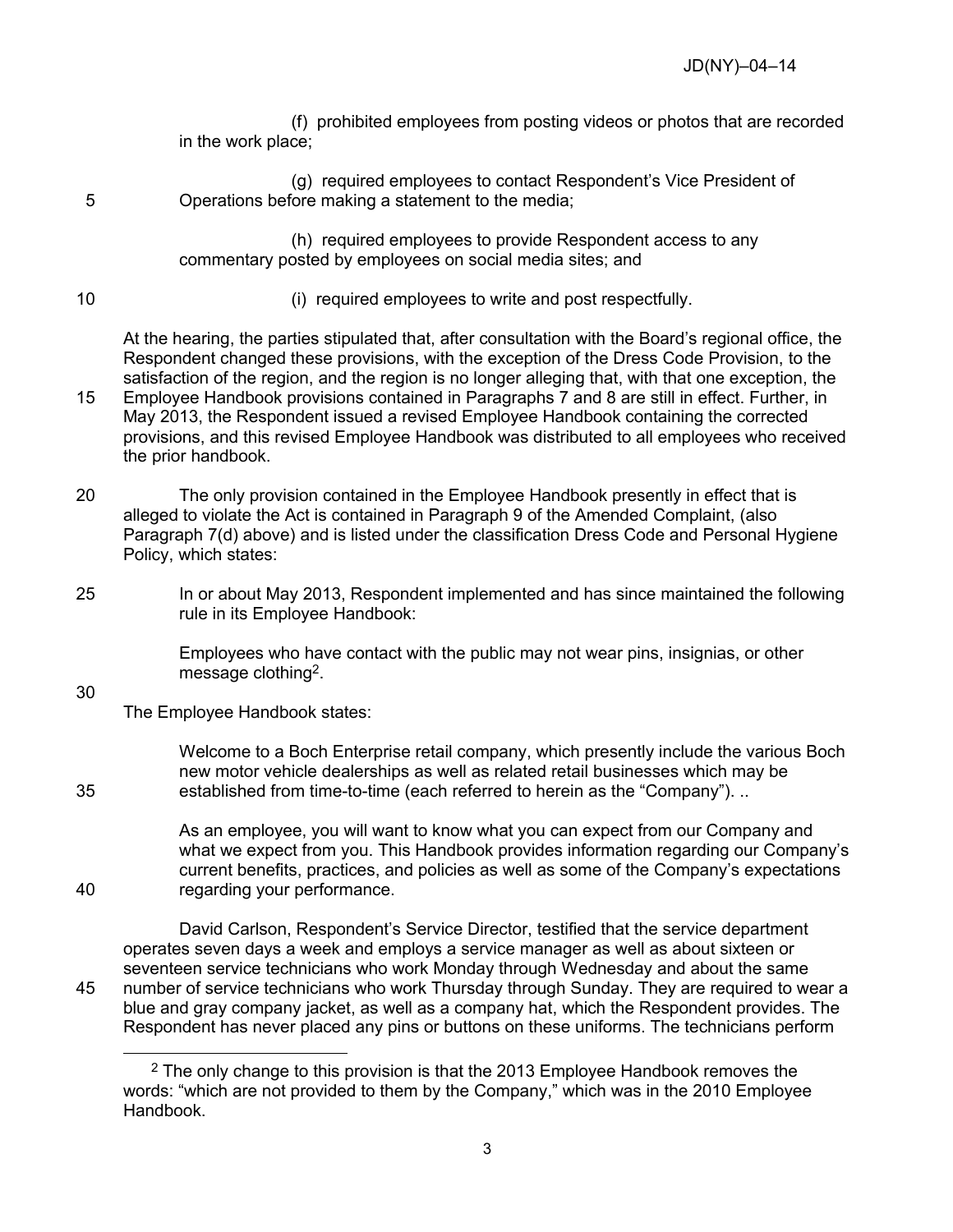(f) prohibited employees from posting videos or photos that are recorded in the work place;

(g) required employees to contact Respondent's Vice President of Operations before making a statement to the media;

(h) required employees to provide Respondent access to any commentary posted by employees on social media sites; and

(i) required employees to write and post respectfully.

At the hearing, the parties stipulated that, after consultation with the Board's regional office, the Respondent changed these provisions, with the exception of the Dress Code Provision, to the satisfaction of the region, and the region is no longer alleging that, with that one exception, the Employee Handbook provisions contained in Paragraphs 7 and 8 are still in effect. Further, in May 2013, the Respondent issued a revised Employee Handbook containing the corrected provisions, and this revised Employee Handbook was distributed to all employees who received the prior handbook.

The only provision contained in the Employee Handbook presently in effect that is alleged to violate the Act is contained in Paragraph 9 of the Amended Complaint, (also Paragraph 7(d) above) and is listed under the classification Dress Code and Personal Hygiene Policy, which states:

> In or about May 2013, Respondent implemented and has since maintained the following rule in its Employee Handbook:
>
> Employees who have contact with the public may not wear pins, insignias, or other message clothing[2].

The Employee Handbook states:

> Welcome to a Boch Enterprise retail company, which presently include the various Boch new motor vehicle dealerships as well as related retail businesses which may be established from time-to-time (each referred to herein as the "Company"). ..
>
> As an employee, you will want to know what you can expect from our Company and what we expect from you. This Handbook provides information regarding our Company's current benefits, practices, and policies as well as some of the Company's expectations regarding your performance.

David Carlson, Respondent's Service Director, testified that the service department operates seven days a week and employs a service manager as well as about sixteen or seventeen service technicians who work Monday through Wednesday and about the same number of service technicians who work Thursday through Sunday. They are required to wear a blue and gray company jacket, as well as a company hat, which the Respondent provides. The Respondent has never placed any pins or buttons on these uniforms. The technicians perform

---

[2] The only change to this provision is that the 2013 Employee Handbook removes the words: "which are not provided to them by the Company," which was in the 2010 Employee Handbook.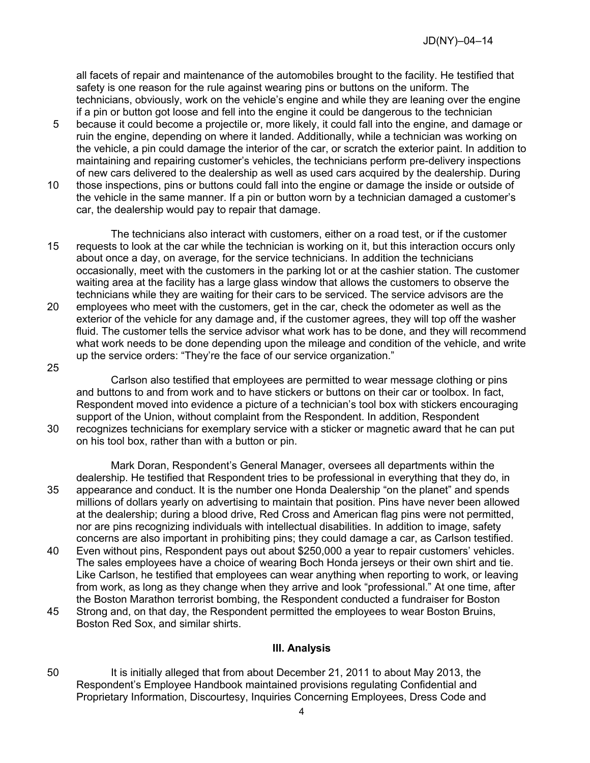all facets of repair and maintenance of the automobiles brought to the facility. He testified that safety is one reason for the rule against wearing pins or buttons on the uniform. The technicians, obviously, work on the vehicle's engine and while they are leaning over the engine if a pin or button got loose and fell into the engine it could be dangerous to the technician because it could become a projectile or, more likely, it could fall into the engine, and damage or ruin the engine, depending on where it landed. Additionally, while a technician was working on the vehicle, a pin could damage the interior of the car, or scratch the exterior paint. In addition to maintaining and repairing customer's vehicles, the technicians perform pre-delivery inspections of new cars delivered to the dealership as well as used cars acquired by the dealership. During those inspections, pins or buttons could fall into the engine or damage the inside or outside of the vehicle in the same manner. If a pin or button worn by a technician damaged a customer's car, the dealership would pay to repair that damage.

The technicians also interact with customers, either on a road test, or if the customer requests to look at the car while the technician is working on it, but this interaction occurs only about once a day, on average, for the service technicians. In addition the technicians occasionally, meet with the customers in the parking lot or at the cashier station. The customer waiting area at the facility has a large glass window that allows the customers to observe the technicians while they are waiting for their cars to be serviced. The service advisors are the employees who meet with the customers, get in the car, check the odometer as well as the exterior of the vehicle for any damage and, if the customer agrees, they will top off the washer fluid. The customer tells the service advisor what work has to be done, and they will recommend what work needs to be done depending upon the mileage and condition of the vehicle, and write up the service orders: "They're the face of our service organization."

Carlson also testified that employees are permitted to wear message clothing or pins and buttons to and from work and to have stickers or buttons on their car or toolbox. In fact, Respondent moved into evidence a picture of a technician's tool box with stickers encouraging support of the Union, without complaint from the Respondent. In addition, Respondent recognizes technicians for exemplary service with a sticker or magnetic award that he can put on his tool box, rather than with a button or pin.

Mark Doran, Respondent's General Manager, oversees all departments within the dealership. He testified that Respondent tries to be professional in everything that they do, in appearance and conduct. It is the number one Honda Dealership "on the planet" and spends millions of dollars yearly on advertising to maintain that position. Pins have never been allowed at the dealership; during a blood drive, Red Cross and American flag pins were not permitted, nor are pins recognizing individuals with intellectual disabilities. In addition to image, safety concerns are also important in prohibiting pins; they could damage a car, as Carlson testified. Even without pins, Respondent pays out about $250,000 a year to repair customers' vehicles. The sales employees have a choice of wearing Boch Honda jerseys or their own shirt and tie. Like Carlson, he testified that employees can wear anything when reporting to work, or leaving from work, as long as they change when they arrive and look "professional." At one time, after the Boston Marathon terrorist bombing, the Respondent conducted a fundraiser for Boston Strong and, on that day, the Respondent permitted the employees to wear Boston Bruins, Boston Red Sox, and similar shirts.

## III. Analysis

It is initially alleged that from about December 21, 2011 to about May 2013, the Respondent's Employee Handbook maintained provisions regulating Confidential and Proprietary Information, Discourtesy, Inquiries Concerning Employees, Dress Code and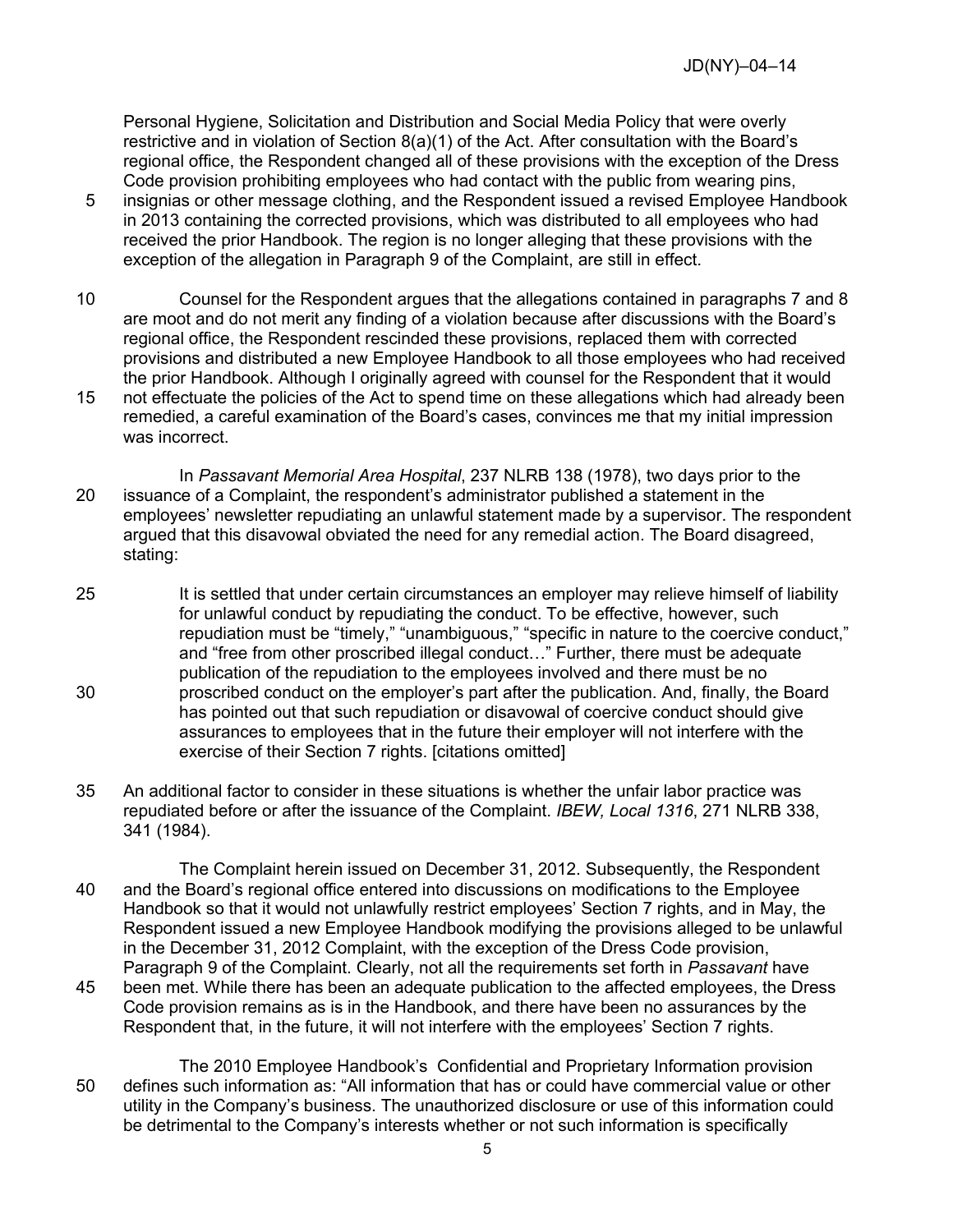Personal Hygiene, Solicitation and Distribution and Social Media Policy that were overly restrictive and in violation of Section 8(a)(1) of the Act. After consultation with the Board's regional office, the Respondent changed all of these provisions with the exception of the Dress Code provision prohibiting employees who had contact with the public from wearing pins, insignias or other message clothing, and the Respondent issued a revised Employee Handbook in 2013 containing the corrected provisions, which was distributed to all employees who had received the prior Handbook. The region is no longer alleging that these provisions with the exception of the allegation in Paragraph 9 of the Complaint, are still in effect.

Counsel for the Respondent argues that the allegations contained in paragraphs 7 and 8 are moot and do not merit any finding of a violation because after discussions with the Board's regional office, the Respondent rescinded these provisions, replaced them with corrected provisions and distributed a new Employee Handbook to all those employees who had received the prior Handbook. Although I originally agreed with counsel for the Respondent that it would not effectuate the policies of the Act to spend time on these allegations which had already been remedied, a careful examination of the Board's cases, convinces me that my initial impression was incorrect.

In *Passavant Memorial Area Hospital*, 237 NLRB 138 (1978), two days prior to the issuance of a Complaint, the respondent's administrator published a statement in the employees' newsletter repudiating an unlawful statement made by a supervisor. The respondent argued that this disavowal obviated the need for any remedial action. The Board disagreed, stating:

> It is settled that under certain circumstances an employer may relieve himself of liability for unlawful conduct by repudiating the conduct. To be effective, however, such repudiation must be "timely," "unambiguous," "specific in nature to the coercive conduct," and "free from other proscribed illegal conduct…" Further, there must be adequate publication of the repudiation to the employees involved and there must be no proscribed conduct on the employer's part after the publication. And, finally, the Board has pointed out that such repudiation or disavowal of coercive conduct should give assurances to employees that in the future their employer will not interfere with the exercise of their Section 7 rights. [citations omitted]

An additional factor to consider in these situations is whether the unfair labor practice was repudiated before or after the issuance of the Complaint. *IBEW, Local 1316*, 271 NLRB 338, 341 (1984).

The Complaint herein issued on December 31, 2012. Subsequently, the Respondent and the Board's regional office entered into discussions on modifications to the Employee Handbook so that it would not unlawfully restrict employees' Section 7 rights, and in May, the Respondent issued a new Employee Handbook modifying the provisions alleged to be unlawful in the December 31, 2012 Complaint, with the exception of the Dress Code provision, Paragraph 9 of the Complaint. Clearly, not all the requirements set forth in *Passavant* have been met. While there has been an adequate publication to the affected employees, the Dress Code provision remains as is in the Handbook, and there have been no assurances by the Respondent that, in the future, it will not interfere with the employees' Section 7 rights.

The 2010 Employee Handbook's Confidential and Proprietary Information provision defines such information as: "All information that has or could have commercial value or other utility in the Company's business. The unauthorized disclosure or use of this information could be detrimental to the Company's interests whether or not such information is specifically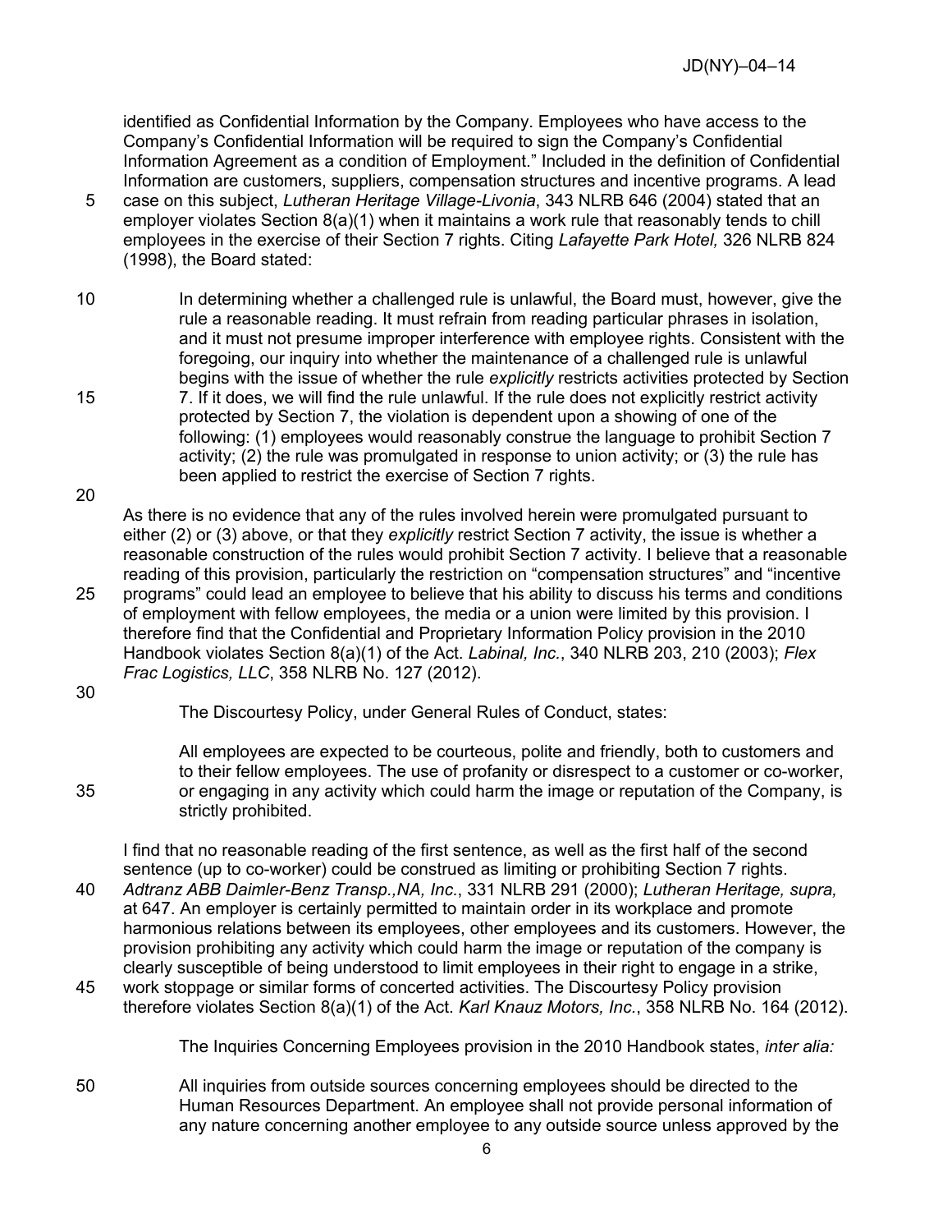identified as Confidential Information by the Company. Employees who have access to the Company's Confidential Information will be required to sign the Company's Confidential Information Agreement as a condition of Employment." Included in the definition of Confidential Information are customers, suppliers, compensation structures and incentive programs. A lead case on this subject, *Lutheran Heritage Village-Livonia*, 343 NLRB 646 (2004) stated that an employer violates Section 8(a)(1) when it maintains a work rule that reasonably tends to chill employees in the exercise of their Section 7 rights. Citing *Lafayette Park Hotel,* 326 NLRB 824 (1998), the Board stated:

> In determining whether a challenged rule is unlawful, the Board must, however, give the rule a reasonable reading. It must refrain from reading particular phrases in isolation, and it must not presume improper interference with employee rights. Consistent with the foregoing, our inquiry into whether the maintenance of a challenged rule is unlawful begins with the issue of whether the rule *explicitly* restricts activities protected by Section 7. If it does, we will find the rule unlawful. If the rule does not explicitly restrict activity protected by Section 7, the violation is dependent upon a showing of one of the following: (1) employees would reasonably construe the language to prohibit Section 7 activity; (2) the rule was promulgated in response to union activity; or (3) the rule has been applied to restrict the exercise of Section 7 rights.

As there is no evidence that any of the rules involved herein were promulgated pursuant to either (2) or (3) above, or that they *explicitly* restrict Section 7 activity, the issue is whether a reasonable construction of the rules would prohibit Section 7 activity. I believe that a reasonable reading of this provision, particularly the restriction on "compensation structures" and "incentive programs" could lead an employee to believe that his ability to discuss his terms and conditions of employment with fellow employees, the media or a union were limited by this provision. I therefore find that the Confidential and Proprietary Information Policy provision in the 2010 Handbook violates Section 8(a)(1) of the Act. *Labinal, Inc.*, 340 NLRB 203, 210 (2003); *Flex Frac Logistics, LLC*, 358 NLRB No. 127 (2012).

The Discourtesy Policy, under General Rules of Conduct, states:

> All employees are expected to be courteous, polite and friendly, both to customers and to their fellow employees. The use of profanity or disrespect to a customer or co-worker, or engaging in any activity which could harm the image or reputation of the Company, is strictly prohibited.

I find that no reasonable reading of the first sentence, as well as the first half of the second sentence (up to co-worker) could be construed as limiting or prohibiting Section 7 rights. *Adtranz ABB Daimler-Benz Transp.,NA, Inc.*, 331 NLRB 291 (2000); *Lutheran Heritage, supra,* at 647. An employer is certainly permitted to maintain order in its workplace and promote harmonious relations between its employees, other employees and its customers. However, the provision prohibiting any activity which could harm the image or reputation of the company is clearly susceptible of being understood to limit employees in their right to engage in a strike, work stoppage or similar forms of concerted activities. The Discourtesy Policy provision therefore violates Section 8(a)(1) of the Act. *Karl Knauz Motors, Inc.*, 358 NLRB No. 164 (2012).

The Inquiries Concerning Employees provision in the 2010 Handbook states, *inter alia:*

> All inquiries from outside sources concerning employees should be directed to the Human Resources Department. An employee shall not provide personal information of any nature concerning another employee to any outside source unless approved by the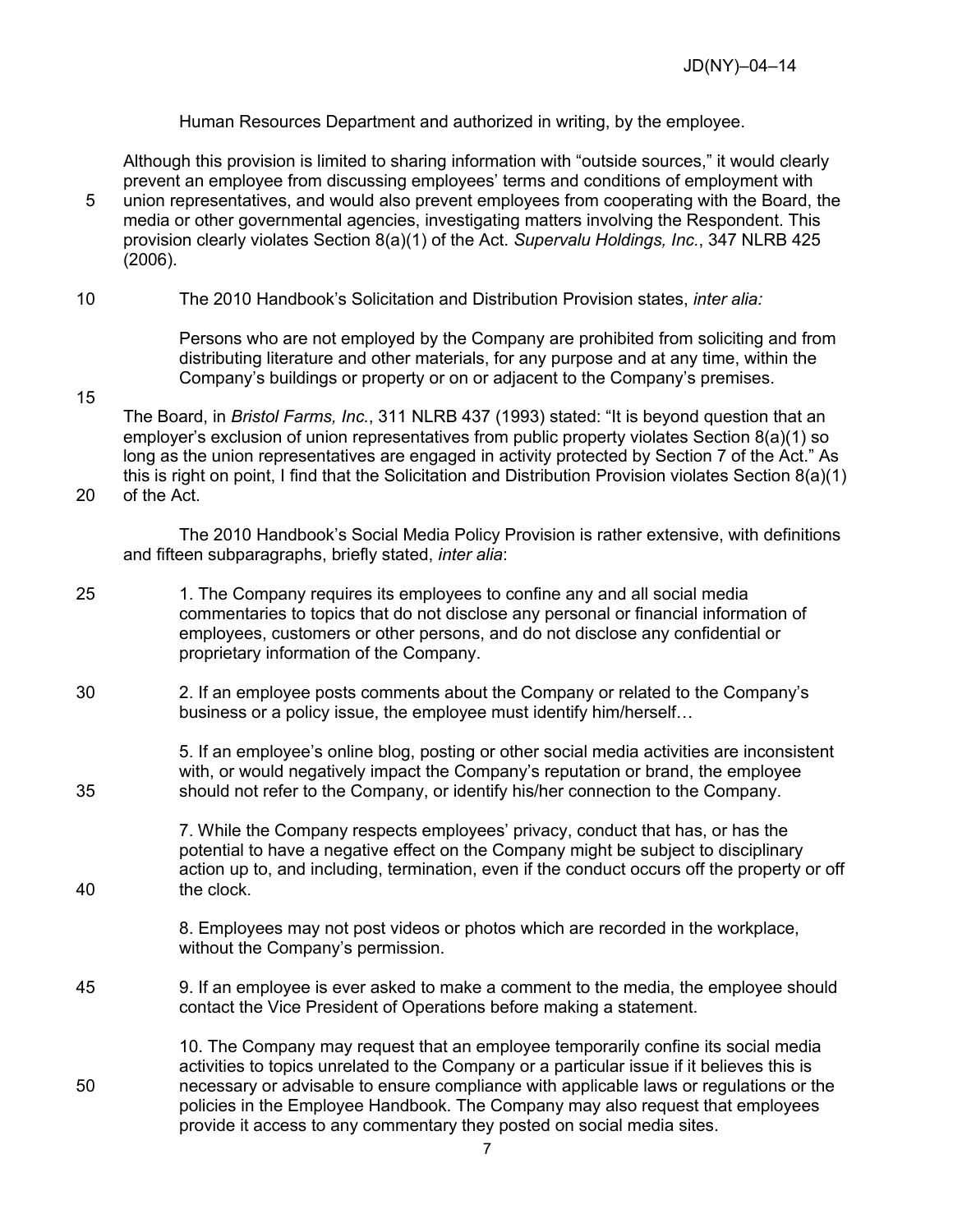Human Resources Department and authorized in writing, by the employee.

Although this provision is limited to sharing information with "outside sources," it would clearly prevent an employee from discussing employees' terms and conditions of employment with union representatives, and would also prevent employees from cooperating with the Board, the media or other governmental agencies, investigating matters involving the Respondent. This provision clearly violates Section 8(a)(1) of the Act. *Supervalu Holdings, Inc.*, 347 NLRB 425 (2006).

The 2010 Handbook's Solicitation and Distribution Provision states, *inter alia:*

> Persons who are not employed by the Company are prohibited from soliciting and from distributing literature and other materials, for any purpose and at any time, within the Company's buildings or property or on or adjacent to the Company's premises.

The Board, in *Bristol Farms, Inc.*, 311 NLRB 437 (1993) stated: "It is beyond question that an employer's exclusion of union representatives from public property violates Section 8(a)(1) so long as the union representatives are engaged in activity protected by Section 7 of the Act." As this is right on point, I find that the Solicitation and Distribution Provision violates Section 8(a)(1) of the Act.

The 2010 Handbook's Social Media Policy Provision is rather extensive, with definitions and fifteen subparagraphs, briefly stated, *inter alia*:

> 1. The Company requires its employees to confine any and all social media commentaries to topics that do not disclose any personal or financial information of employees, customers or other persons, and do not disclose any confidential or proprietary information of the Company.
>
> 2. If an employee posts comments about the Company or related to the Company's business or a policy issue, the employee must identify him/herself…
>
> 5. If an employee's online blog, posting or other social media activities are inconsistent with, or would negatively impact the Company's reputation or brand, the employee should not refer to the Company, or identify his/her connection to the Company.
>
> 7. While the Company respects employees' privacy, conduct that has, or has the potential to have a negative effect on the Company might be subject to disciplinary action up to, and including, termination, even if the conduct occurs off the property or off the clock.
>
> 8. Employees may not post videos or photos which are recorded in the workplace, without the Company's permission.
>
> 9. If an employee is ever asked to make a comment to the media, the employee should contact the Vice President of Operations before making a statement.
>
> 10. The Company may request that an employee temporarily confine its social media activities to topics unrelated to the Company or a particular issue if it believes this is necessary or advisable to ensure compliance with applicable laws or regulations or the policies in the Employee Handbook. The Company may also request that employees provide it access to any commentary they posted on social media sites.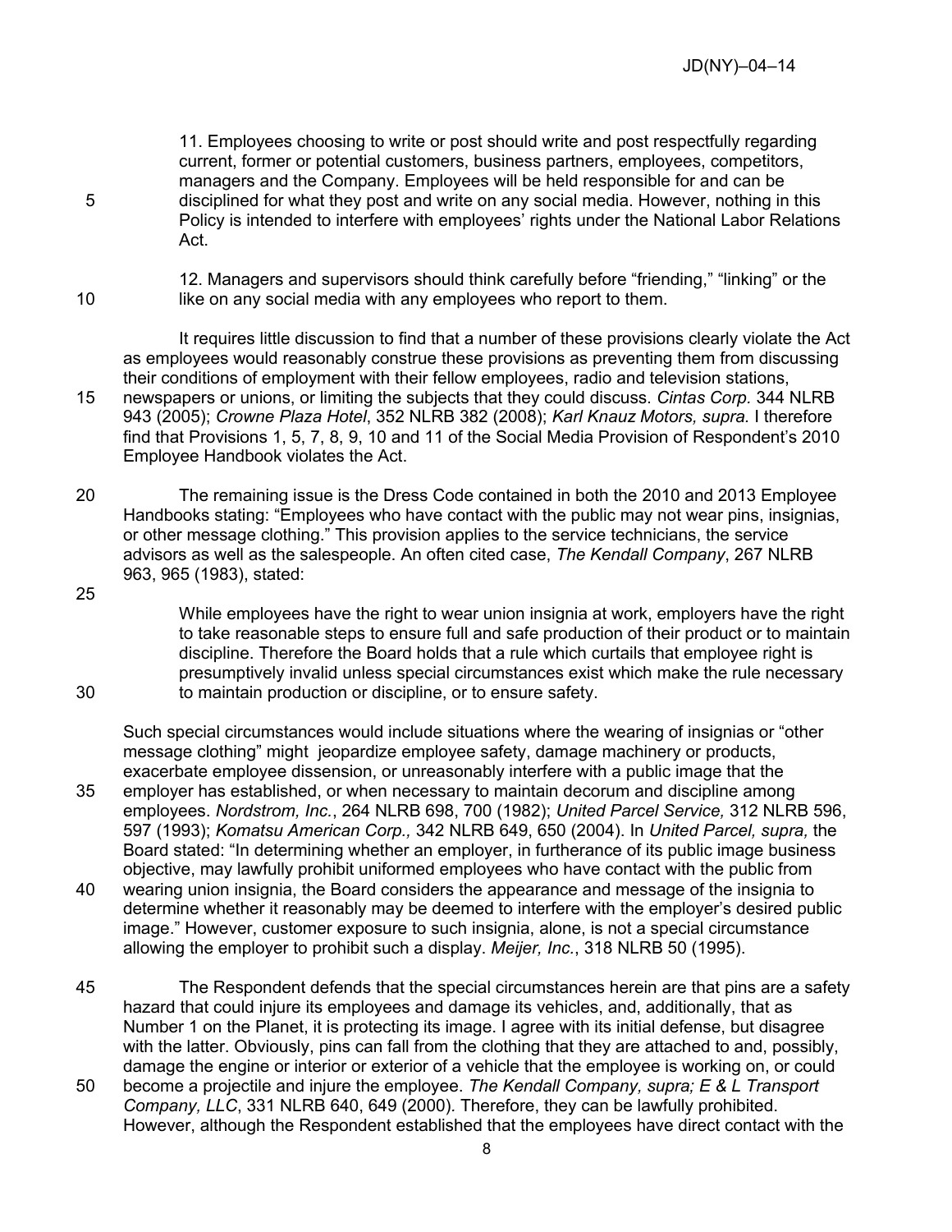11. Employees choosing to write or post should write and post respectfully regarding current, former or potential customers, business partners, employees, competitors, managers and the Company. Employees will be held responsible for and can be disciplined for what they post and write on any social media. However, nothing in this Policy is intended to interfere with employees' rights under the National Labor Relations Act.

12. Managers and supervisors should think carefully before "friending," "linking" or the like on any social media with any employees who report to them.

It requires little discussion to find that a number of these provisions clearly violate the Act as employees would reasonably construe these provisions as preventing them from discussing their conditions of employment with their fellow employees, radio and television stations, newspapers or unions, or limiting the subjects that they could discuss. *Cintas Corp.* 344 NLRB 943 (2005); *Crowne Plaza Hotel*, 352 NLRB 382 (2008); *Karl Knauz Motors, supra.* I therefore find that Provisions 1, 5, 7, 8, 9, 10 and 11 of the Social Media Provision of Respondent's 2010 Employee Handbook violates the Act.

The remaining issue is the Dress Code contained in both the 2010 and 2013 Employee Handbooks stating: "Employees who have contact with the public may not wear pins, insignias, or other message clothing." This provision applies to the service technicians, the service advisors as well as the salespeople. An often cited case, *The Kendall Company*, 267 NLRB 963, 965 (1983), stated:

> While employees have the right to wear union insignia at work, employers have the right to take reasonable steps to ensure full and safe production of their product or to maintain discipline. Therefore the Board holds that a rule which curtails that employee right is presumptively invalid unless special circumstances exist which make the rule necessary to maintain production or discipline, or to ensure safety.

Such special circumstances would include situations where the wearing of insignias or "other message clothing" might jeopardize employee safety, damage machinery or products, exacerbate employee dissension, or unreasonably interfere with a public image that the employer has established, or when necessary to maintain decorum and discipline among employees. *Nordstrom, Inc.*, 264 NLRB 698, 700 (1982); *United Parcel Service,* 312 NLRB 596, 597 (1993); *Komatsu American Corp.,* 342 NLRB 649, 650 (2004). In *United Parcel, supra,* the Board stated: "In determining whether an employer, in furtherance of its public image business objective, may lawfully prohibit uniformed employees who have contact with the public from wearing union insignia, the Board considers the appearance and message of the insignia to determine whether it reasonably may be deemed to interfere with the employer's desired public image." However, customer exposure to such insignia, alone, is not a special circumstance allowing the employer to prohibit such a display. *Meijer, Inc.*, 318 NLRB 50 (1995).

The Respondent defends that the special circumstances herein are that pins are a safety hazard that could injure its employees and damage its vehicles, and, additionally, that as Number 1 on the Planet, it is protecting its image. I agree with its initial defense, but disagree with the latter. Obviously, pins can fall from the clothing that they are attached to and, possibly, damage the engine or interior or exterior of a vehicle that the employee is working on, or could become a projectile and injure the employee. *The Kendall Company, supra; E & L Transport Company, LLC*, 331 NLRB 640, 649 (2000). Therefore, they can be lawfully prohibited. However, although the Respondent established that the employees have direct contact with the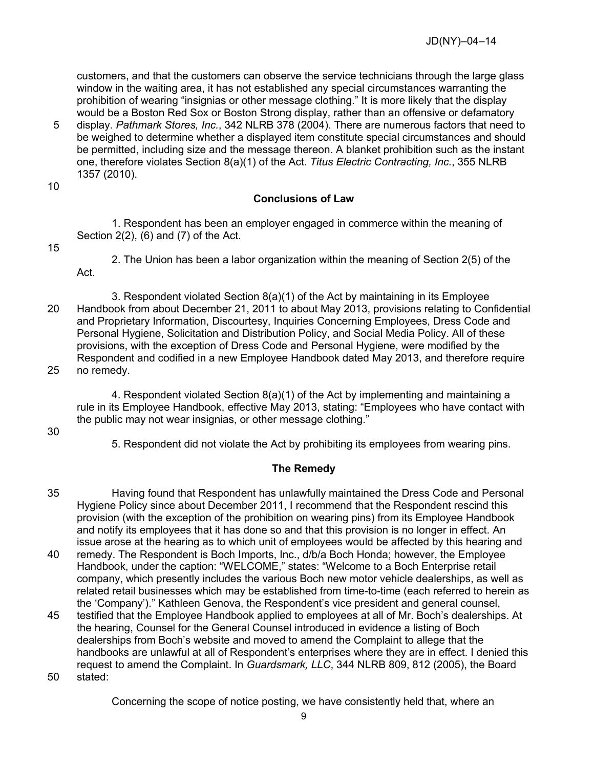customers, and that the customers can observe the service technicians through the large glass window in the waiting area, it has not established any special circumstances warranting the prohibition of wearing "insignias or other message clothing." It is more likely that the display would be a Boston Red Sox or Boston Strong display, rather than an offensive or defamatory display. *Pathmark Stores, Inc.*, 342 NLRB 378 (2004). There are numerous factors that need to be weighed to determine whether a displayed item constitute special circumstances and should be permitted, including size and the message thereon. A blanket prohibition such as the instant one, therefore violates Section 8(a)(1) of the Act. *Titus Electric Contracting, Inc.*, 355 NLRB 1357 (2010).

## Conclusions of Law

1. Respondent has been an employer engaged in commerce within the meaning of Section 2(2), (6) and (7) of the Act.

2. The Union has been a labor organization within the meaning of Section 2(5) of the Act.

3. Respondent violated Section 8(a)(1) of the Act by maintaining in its Employee Handbook from about December 21, 2011 to about May 2013, provisions relating to Confidential and Proprietary Information, Discourtesy, Inquiries Concerning Employees, Dress Code and Personal Hygiene, Solicitation and Distribution Policy, and Social Media Policy. All of these provisions, with the exception of Dress Code and Personal Hygiene, were modified by the Respondent and codified in a new Employee Handbook dated May 2013, and therefore require no remedy.

4. Respondent violated Section 8(a)(1) of the Act by implementing and maintaining a rule in its Employee Handbook, effective May 2013, stating: "Employees who have contact with the public may not wear insignias, or other message clothing."

5. Respondent did not violate the Act by prohibiting its employees from wearing pins.

## The Remedy

Having found that Respondent has unlawfully maintained the Dress Code and Personal Hygiene Policy since about December 2011, I recommend that the Respondent rescind this provision (with the exception of the prohibition on wearing pins) from its Employee Handbook and notify its employees that it has done so and that this provision is no longer in effect. An issue arose at the hearing as to which unit of employees would be affected by this hearing and remedy. The Respondent is Boch Imports, Inc., d/b/a Boch Honda; however, the Employee Handbook, under the caption: "WELCOME," states: "Welcome to a Boch Enterprise retail company, which presently includes the various Boch new motor vehicle dealerships, as well as related retail businesses which may be established from time-to-time (each referred to herein as the 'Company')." Kathleen Genova, the Respondent's vice president and general counsel, testified that the Employee Handbook applied to employees at all of Mr. Boch's dealerships. At the hearing, Counsel for the General Counsel introduced in evidence a listing of Boch dealerships from Boch's website and moved to amend the Complaint to allege that the handbooks are unlawful at all of Respondent's enterprises where they are in effect. I denied this request to amend the Complaint. In *Guardsmark, LLC*, 344 NLRB 809, 812 (2005), the Board stated:

> Concerning the scope of notice posting, we have consistently held that, where an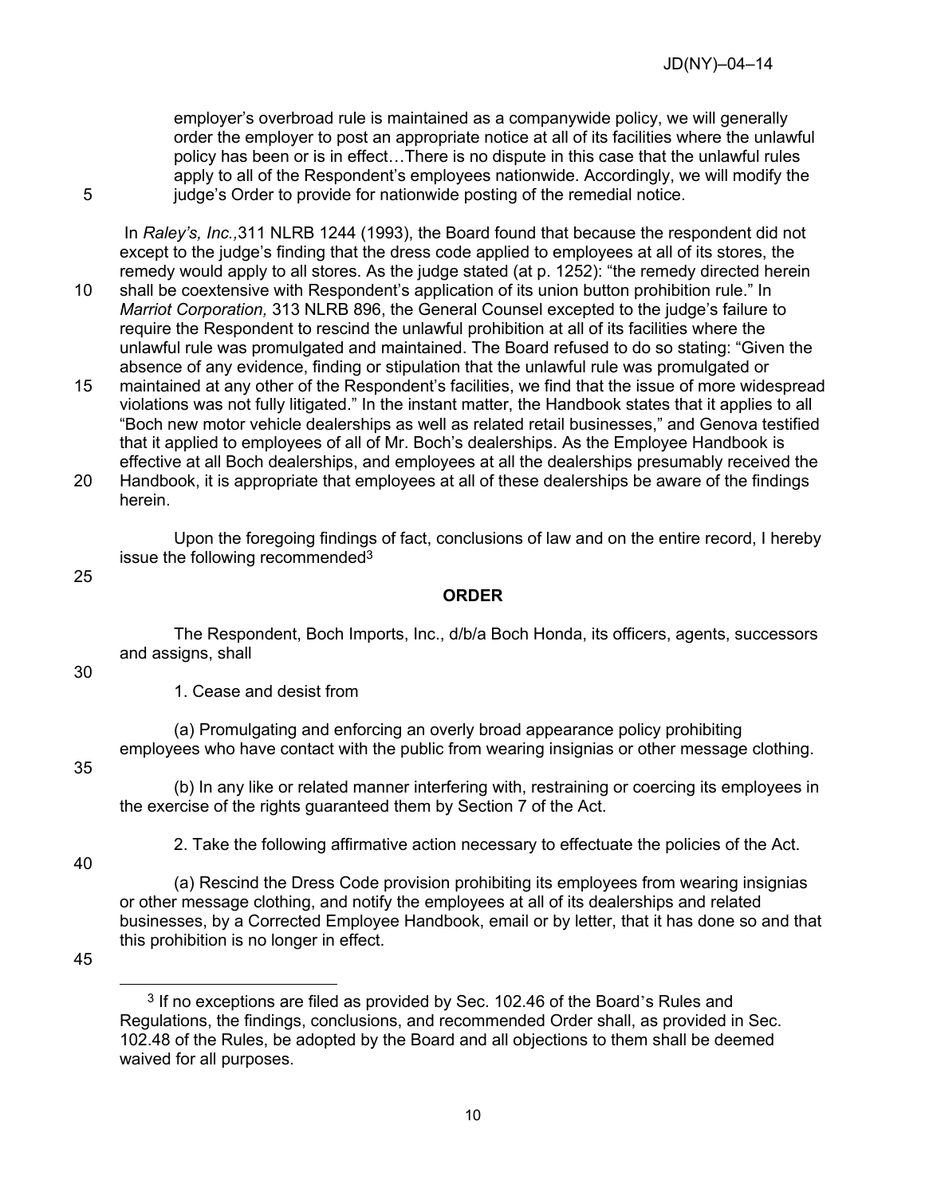employer's overbroad rule is maintained as a companywide policy, we will generally order the employer to post an appropriate notice at all of its facilities where the unlawful policy has been or is in effect…There is no dispute in this case that the unlawful rules apply to all of the Respondent's employees nationwide. Accordingly, we will modify the judge's Order to provide for nationwide posting of the remedial notice.

In *Raley's, Inc.,* 311 NLRB 1244 (1993), the Board found that because the respondent did not except to the judge's finding that the dress code applied to employees at all of its stores, the remedy would apply to all stores. As the judge stated (at p. 1252): "the remedy directed herein shall be coextensive with Respondent's application of its union button prohibition rule." In *Marriot Corporation,* 313 NLRB 896, the General Counsel excepted to the judge's failure to require the Respondent to rescind the unlawful prohibition at all of its facilities where the unlawful rule was promulgated and maintained. The Board refused to do so stating: "Given the absence of any evidence, finding or stipulation that the unlawful rule was promulgated or maintained at any other of the Respondent's facilities, we find that the issue of more widespread violations was not fully litigated." In the instant matter, the Handbook states that it applies to all "Boch new motor vehicle dealerships as well as related retail businesses," and Genova testified that it applied to employees of all of Mr. Boch's dealerships. As the Employee Handbook is effective at all Boch dealerships, and employees at all the dealerships presumably received the Handbook, it is appropriate that employees at all of these dealerships be aware of the findings herein.

Upon the foregoing findings of fact, conclusions of law and on the entire record, I hereby issue the following recommended[3]

## ORDER

The Respondent, Boch Imports, Inc., d/b/a Boch Honda, its officers, agents, successors and assigns, shall

1. Cease and desist from

(a) Promulgating and enforcing an overly broad appearance policy prohibiting employees who have contact with the public from wearing insignias or other message clothing.

(b) In any like or related manner interfering with, restraining or coercing its employees in the exercise of the rights guaranteed them by Section 7 of the Act.

2. Take the following affirmative action necessary to effectuate the policies of the Act.

(a) Rescind the Dress Code provision prohibiting its employees from wearing insignias or other message clothing, and notify the employees at all of its dealerships and related businesses, by a Corrected Employee Handbook, email or by letter, that it has done so and that this prohibition is no longer in effect.

[3] If no exceptions are filed as provided by Sec. 102.46 of the Board's Rules and Regulations, the findings, conclusions, and recommended Order shall, as provided in Sec. 102.48 of the Rules, be adopted by the Board and all objections to them shall be deemed waived for all purposes.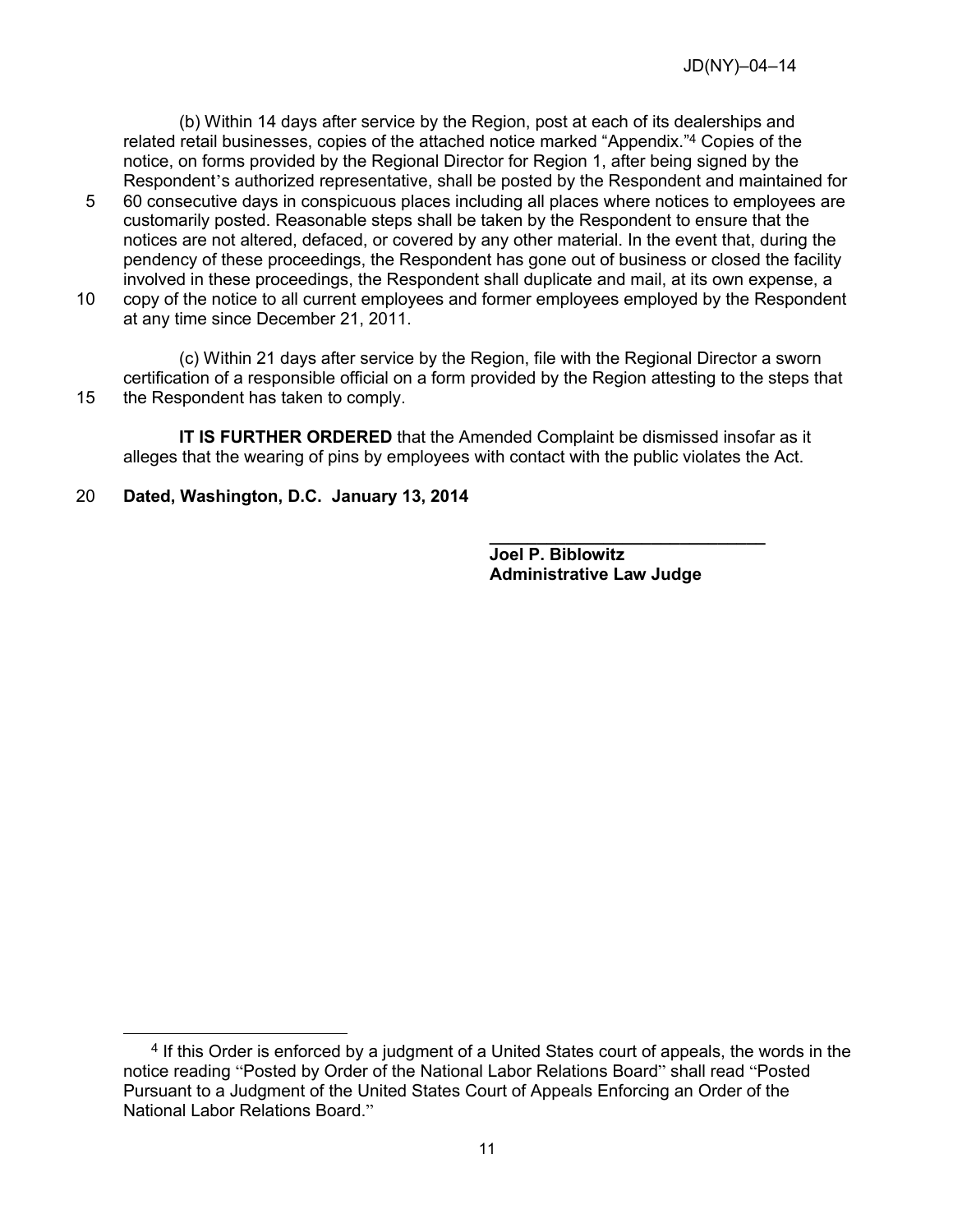(b) Within 14 days after service by the Region, post at each of its dealerships and related retail businesses, copies of the attached notice marked "Appendix."[4] Copies of the notice, on forms provided by the Regional Director for Region 1, after being signed by the Respondent's authorized representative, shall be posted by the Respondent and maintained for 60 consecutive days in conspicuous places including all places where notices to employees are customarily posted. Reasonable steps shall be taken by the Respondent to ensure that the notices are not altered, defaced, or covered by any other material. In the event that, during the pendency of these proceedings, the Respondent has gone out of business or closed the facility involved in these proceedings, the Respondent shall duplicate and mail, at its own expense, a copy of the notice to all current employees and former employees employed by the Respondent at any time since December 21, 2011.

(c) Within 21 days after service by the Region, file with the Regional Director a sworn certification of a responsible official on a form provided by the Region attesting to the steps that the Respondent has taken to comply.

**IT IS FURTHER ORDERED** that the Amended Complaint be dismissed insofar as it alleges that the wearing of pins by employees with contact with the public violates the Act.

**Dated, Washington, D.C. January 13, 2014**

______________________________
**Joel P. Biblowitz**
**Administrative Law Judge**

---

[4] If this Order is enforced by a judgment of a United States court of appeals, the words in the notice reading "Posted by Order of the National Labor Relations Board" shall read "Posted Pursuant to a Judgment of the United States Court of Appeals Enforcing an Order of the National Labor Relations Board."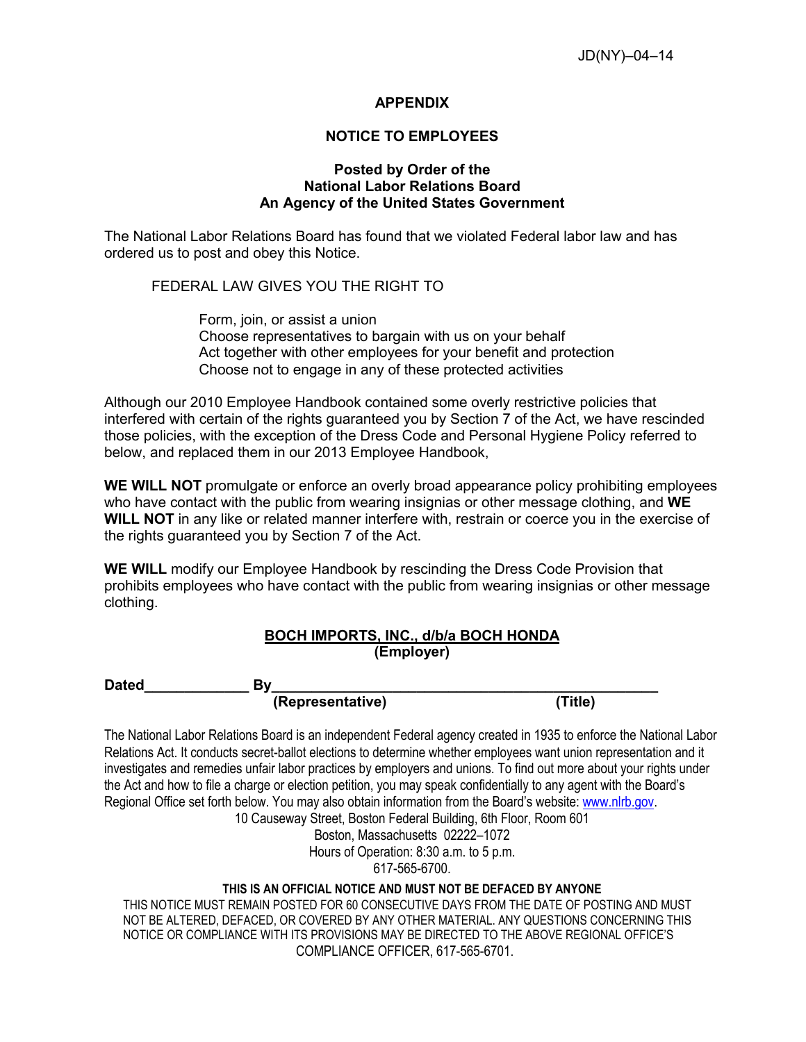## APPENDIX

## NOTICE TO EMPLOYEES

**Posted by Order of the**
**National Labor Relations Board**
**An Agency of the United States Government**

The National Labor Relations Board has found that we violated Federal labor law and has ordered us to post and obey this Notice.

FEDERAL LAW GIVES YOU THE RIGHT TO

Form, join, or assist a union
Choose representatives to bargain with us on your behalf
Act together with other employees for your benefit and protection
Choose not to engage in any of these protected activities

Although our 2010 Employee Handbook contained some overly restrictive policies that interfered with certain of the rights guaranteed you by Section 7 of the Act, we have rescinded those policies, with the exception of the Dress Code and Personal Hygiene Policy referred to below, and replaced them in our 2013 Employee Handbook,

**WE WILL NOT** promulgate or enforce an overly broad appearance policy prohibiting employees who have contact with the public from wearing insignias or other message clothing, and **WE WILL NOT** in any like or related manner interfere with, restrain or coerce you in the exercise of the rights guaranteed you by Section 7 of the Act.

**WE WILL** modify our Employee Handbook by rescinding the Dress Code Provision that prohibits employees who have contact with the public from wearing insignias or other message clothing.

**BOCH IMPORTS, INC., d/b/a BOCH HONDA**
**(Employer)**

**Dated**\_\_\_\_\_\_\_\_\_\_\_\_\_ **By**\_\_\_\_\_\_\_\_\_\_\_\_\_\_\_\_\_\_\_\_\_\_\_\_\_\_\_\_\_\_\_\_\_\_\_\_\_\_\_\_\_\_\_\_\_\_\_\_\_
**(Representative)** **(Title)**

The National Labor Relations Board is an independent Federal agency created in 1935 to enforce the National Labor Relations Act. It conducts secret-ballot elections to determine whether employees want union representation and it investigates and remedies unfair labor practices by employers and unions. To find out more about your rights under the Act and how to file a charge or election petition, you may speak confidentially to any agent with the Board's Regional Office set forth below. You may also obtain information from the Board's website: www.nlrb.gov.

10 Causeway Street, Boston Federal Building, 6th Floor, Room 601
Boston, Massachusetts 02222–1072
Hours of Operation: 8:30 a.m. to 5 p.m.
617-565-6700.

**THIS IS AN OFFICIAL NOTICE AND MUST NOT BE DEFACED BY ANYONE**

THIS NOTICE MUST REMAIN POSTED FOR 60 CONSECUTIVE DAYS FROM THE DATE OF POSTING AND MUST NOT BE ALTERED, DEFACED, OR COVERED BY ANY OTHER MATERIAL. ANY QUESTIONS CONCERNING THIS NOTICE OR COMPLIANCE WITH ITS PROVISIONS MAY BE DIRECTED TO THE ABOVE REGIONAL OFFICE'S COMPLIANCE OFFICER, 617-565-6701.